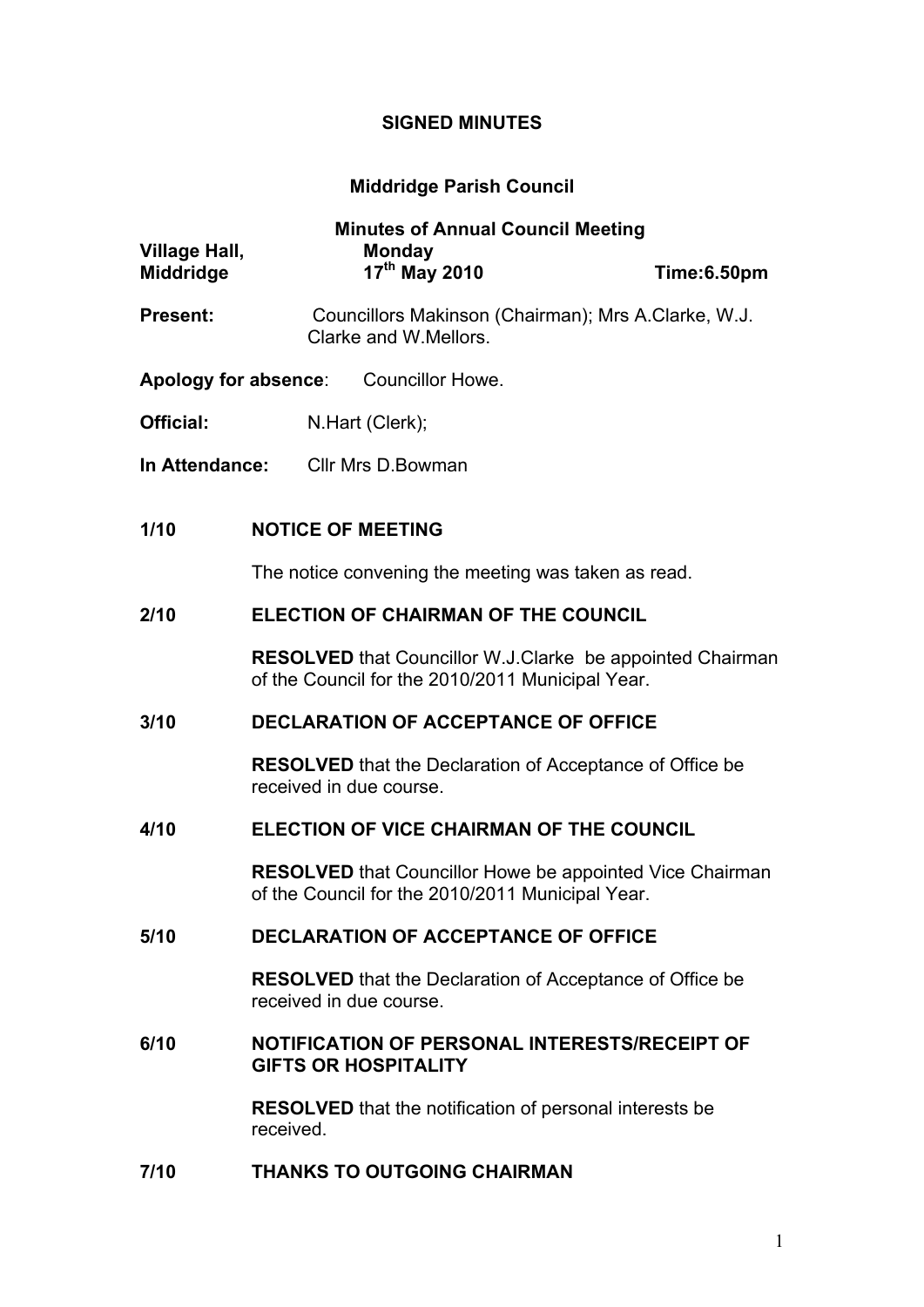**SIGNED MINUTES**

**Middridge Parish Council**

**Minutes of Annual Council Meeting**

| | | |
|---|---|---|
| **Village Hall, Middridge** | **Monday 17th May 2010** | **Time:6.50pm** |

**Present:** Councillors Makinson (Chairman); Mrs A.Clarke, W.J. Clarke and W.Mellors.

**Apology for absence**: Councillor Howe.

**Official:** N.Hart (Clerk);

**In Attendance:** Cllr Mrs D.Bowman

**1/10 NOTICE OF MEETING**

The notice convening the meeting was taken as read.

**2/10 ELECTION OF CHAIRMAN OF THE COUNCIL**

**RESOLVED** that Councillor W.J.Clarke be appointed Chairman of the Council for the 2010/2011 Municipal Year.

**3/10 DECLARATION OF ACCEPTANCE OF OFFICE**

**RESOLVED** that the Declaration of Acceptance of Office be received in due course.

**4/10 ELECTION OF VICE CHAIRMAN OF THE COUNCIL**

**RESOLVED** that Councillor Howe be appointed Vice Chairman of the Council for the 2010/2011 Municipal Year.

**5/10 DECLARATION OF ACCEPTANCE OF OFFICE**

**RESOLVED** that the Declaration of Acceptance of Office be received in due course.

**6/10 NOTIFICATION OF PERSONAL INTERESTS/RECEIPT OF GIFTS OR HOSPITALITY**

**RESOLVED** that the notification of personal interests be received.

**7/10 THANKS TO OUTGOING CHAIRMAN**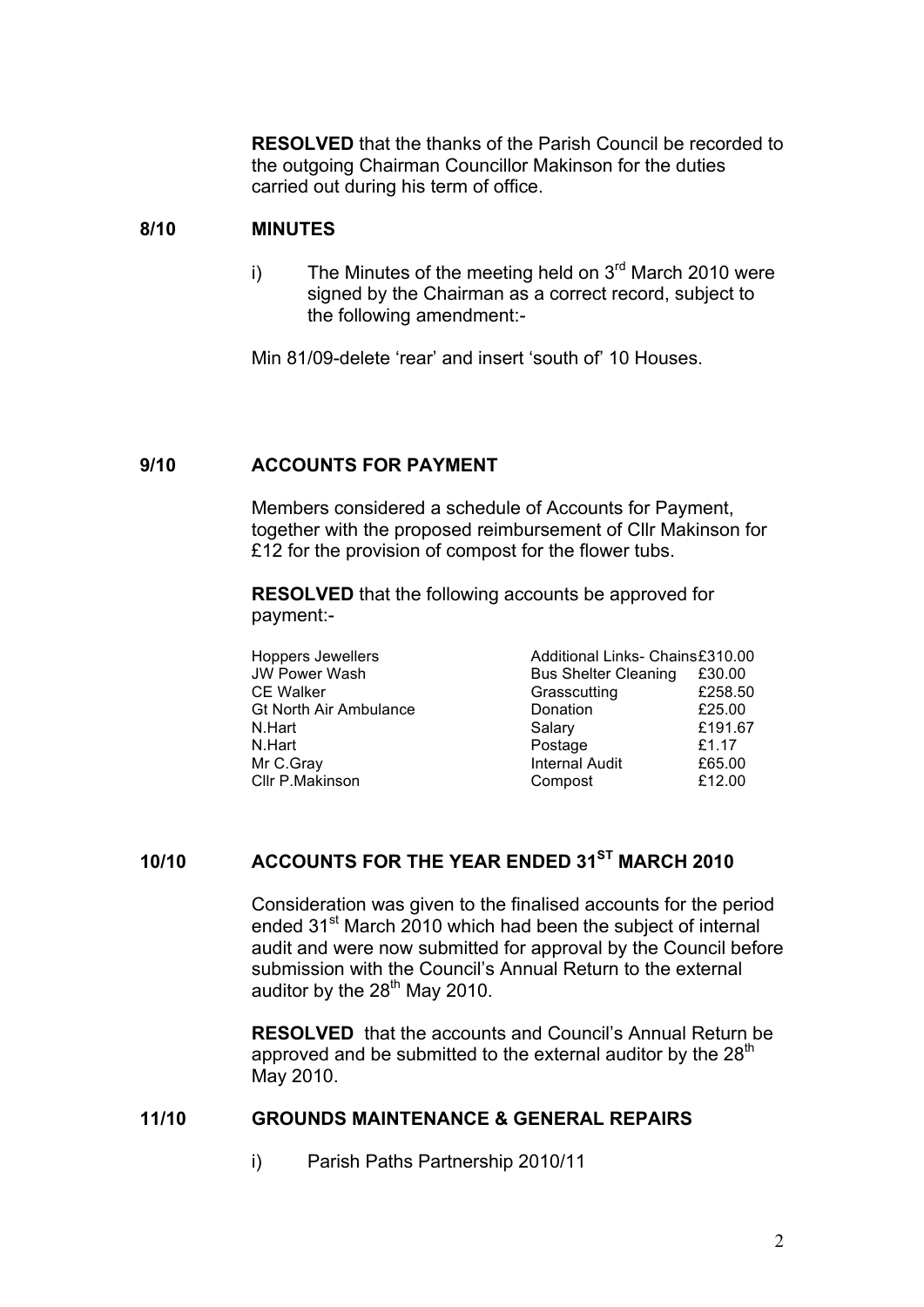**RESOLVED** that the thanks of the Parish Council be recorded to the outgoing Chairman Councillor Makinson for the duties carried out during his term of office.

## 8/10 MINUTES

i) The Minutes of the meeting held on 3rd March 2010 were signed by the Chairman as a correct record, subject to the following amendment:-

Min 81/09-delete 'rear' and insert 'south of' 10 Houses.

## 9/10 ACCOUNTS FOR PAYMENT

Members considered a schedule of Accounts for Payment, together with the proposed reimbursement of Cllr Makinson for £12 for the provision of compost for the flower tubs.

**RESOLVED** that the following accounts be approved for payment:-

| | | |
|---|---|---|
| Hoppers Jewellers | Additional Links- Chains | £310.00 |
| JW Power Wash | Bus Shelter Cleaning | £30.00 |
| CE Walker | Grasscutting | £258.50 |
| Gt North Air Ambulance | Donation | £25.00 |
| N.Hart | Salary | £191.67 |
| N.Hart | Postage | £1.17 |
| Mr C.Gray | Internal Audit | £65.00 |
| Cllr P.Makinson | Compost | £12.00 |

## 10/10 ACCOUNTS FOR THE YEAR ENDED 31ST MARCH 2010

Consideration was given to the finalised accounts for the period ended 31st March 2010 which had been the subject of internal audit and were now submitted for approval by the Council before submission with the Council's Annual Return to the external auditor by the 28th May 2010.

**RESOLVED** that the accounts and Council's Annual Return be approved and be submitted to the external auditor by the 28th May 2010.

## 11/10 GROUNDS MAINTENANCE & GENERAL REPAIRS

i) Parish Paths Partnership 2010/11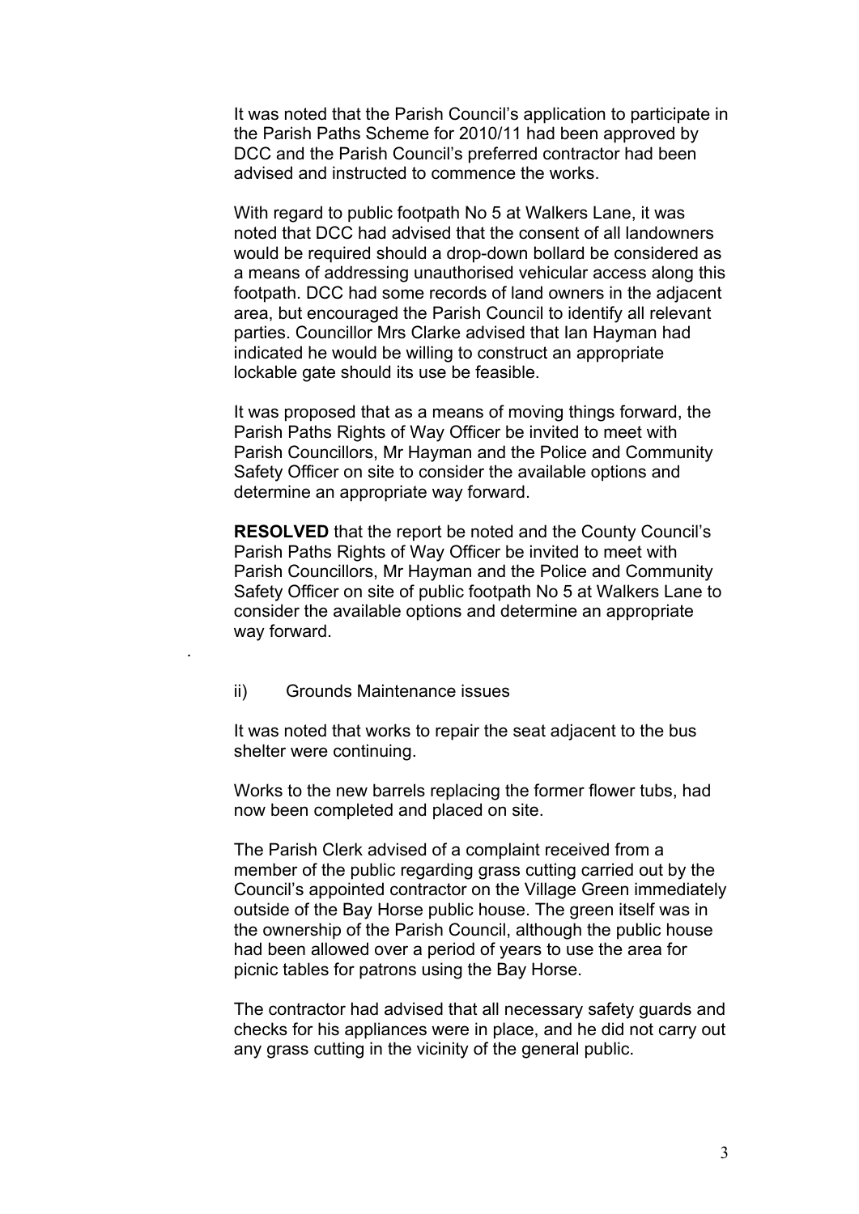It was noted that the Parish Council's application to participate in the Parish Paths Scheme for 2010/11 had been approved by DCC and the Parish Council's preferred contractor had been advised and instructed to commence the works.

With regard to public footpath No 5 at Walkers Lane, it was noted that DCC had advised that the consent of all landowners would be required should a drop-down bollard be considered as a means of addressing unauthorised vehicular access along this footpath. DCC had some records of land owners in the adjacent area, but encouraged the Parish Council to identify all relevant parties. Councillor Mrs Clarke advised that Ian Hayman had indicated he would be willing to construct an appropriate lockable gate should its use be feasible.

It was proposed that as a means of moving things forward, the Parish Paths Rights of Way Officer be invited to meet with Parish Councillors, Mr Hayman and the Police and Community Safety Officer on site to consider the available options and determine an appropriate way forward.

**RESOLVED** that the report be noted and the County Council's Parish Paths Rights of Way Officer be invited to meet with Parish Councillors, Mr Hayman and the Police and Community Safety Officer on site of public footpath No 5 at Walkers Lane to consider the available options and determine an appropriate way forward.

.

ii) Grounds Maintenance issues

It was noted that works to repair the seat adjacent to the bus shelter were continuing.

Works to the new barrels replacing the former flower tubs, had now been completed and placed on site.

The Parish Clerk advised of a complaint received from a member of the public regarding grass cutting carried out by the Council's appointed contractor on the Village Green immediately outside of the Bay Horse public house. The green itself was in the ownership of the Parish Council, although the public house had been allowed over a period of years to use the area for picnic tables for patrons using the Bay Horse.

The contractor had advised that all necessary safety guards and checks for his appliances were in place, and he did not carry out any grass cutting in the vicinity of the general public.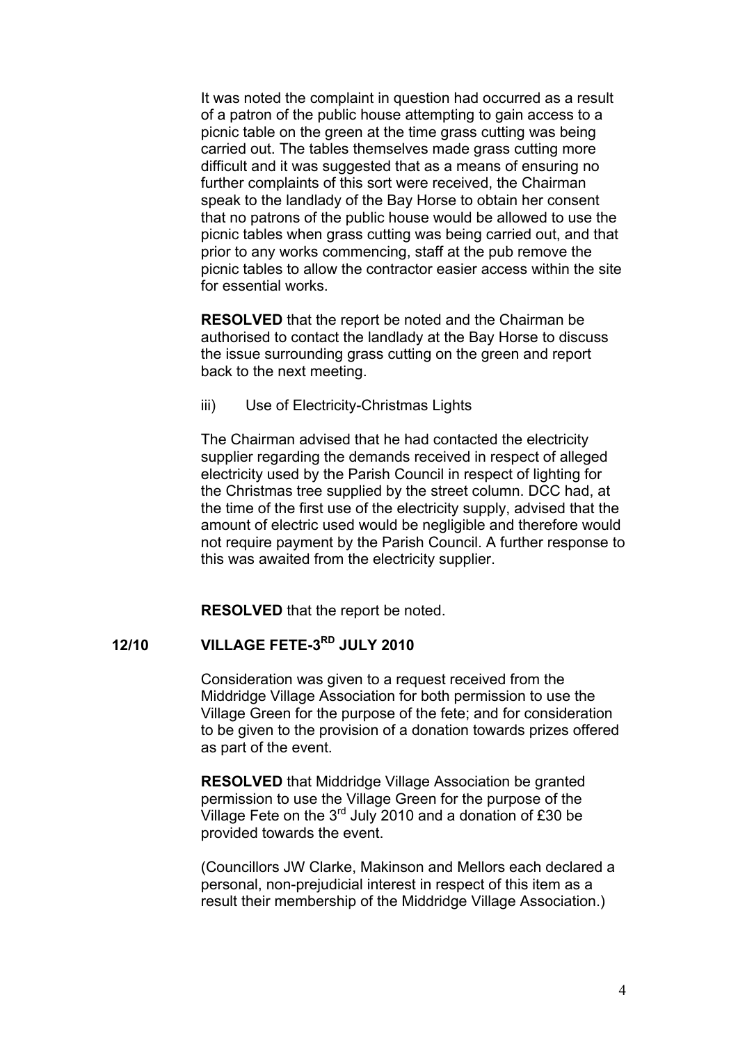It was noted the complaint in question had occurred as a result of a patron of the public house attempting to gain access to a picnic table on the green at the time grass cutting was being carried out. The tables themselves made grass cutting more difficult and it was suggested that as a means of ensuring no further complaints of this sort were received, the Chairman speak to the landlady of the Bay Horse to obtain her consent that no patrons of the public house would be allowed to use the picnic tables when grass cutting was being carried out, and that prior to any works commencing, staff at the pub remove the picnic tables to allow the contractor easier access within the site for essential works.

**RESOLVED** that the report be noted and the Chairman be authorised to contact the landlady at the Bay Horse to discuss the issue surrounding grass cutting on the green and report back to the next meeting.

iii) Use of Electricity-Christmas Lights

The Chairman advised that he had contacted the electricity supplier regarding the demands received in respect of alleged electricity used by the Parish Council in respect of lighting for the Christmas tree supplied by the street column. DCC had, at the time of the first use of the electricity supply, advised that the amount of electric used would be negligible and therefore would not require payment by the Parish Council. A further response to this was awaited from the electricity supplier.

**RESOLVED** that the report be noted.

## 12/10 VILLAGE FETE-3RD JULY 2010

Consideration was given to a request received from the Middridge Village Association for both permission to use the Village Green for the purpose of the fete; and for consideration to be given to the provision of a donation towards prizes offered as part of the event.

**RESOLVED** that Middridge Village Association be granted permission to use the Village Green for the purpose of the Village Fete on the 3rd July 2010 and a donation of £30 be provided towards the event.

(Councillors JW Clarke, Makinson and Mellors each declared a personal, non-prejudicial interest in respect of this item as a result their membership of the Middridge Village Association.)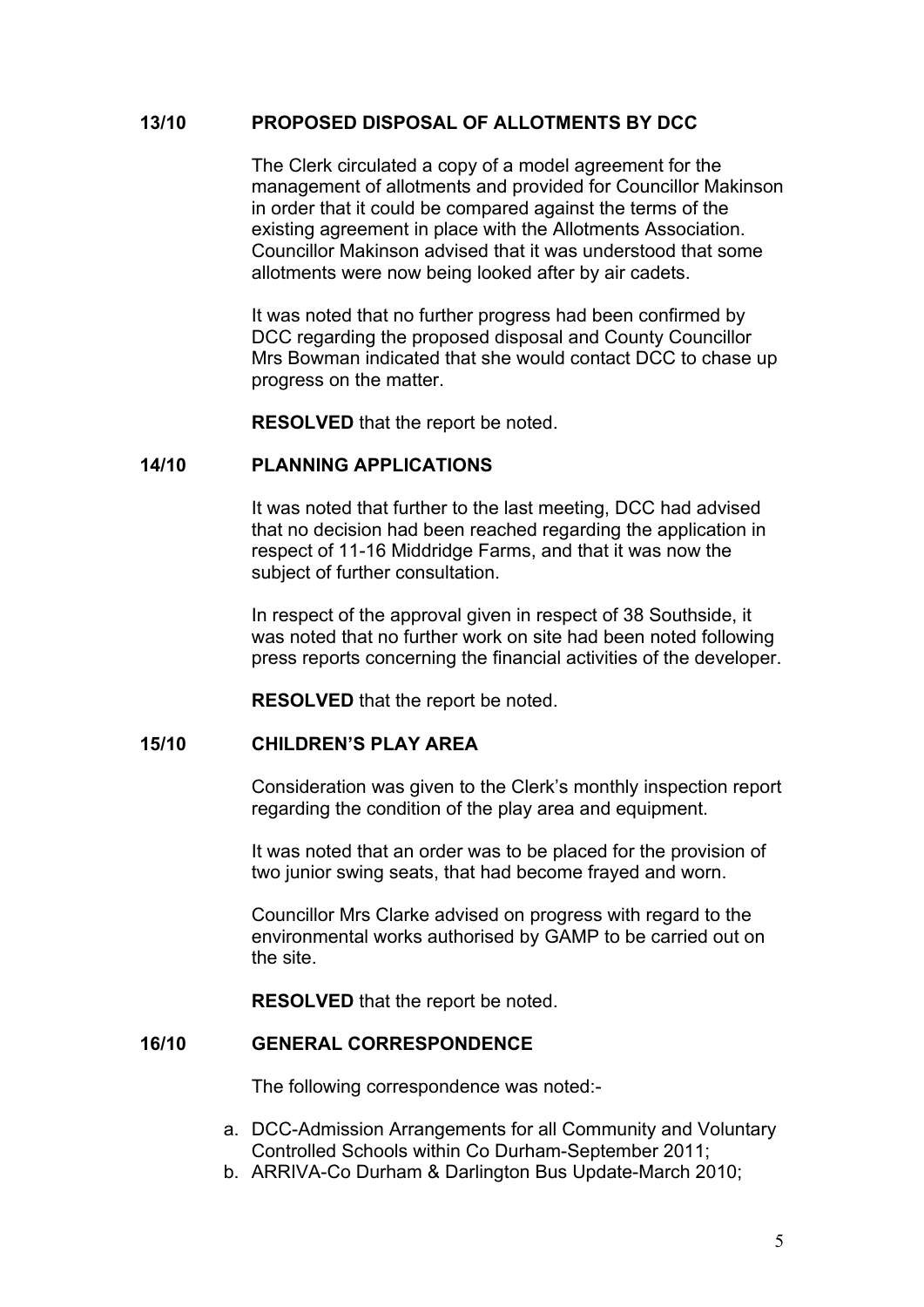**13/10 PROPOSED DISPOSAL OF ALLOTMENTS BY DCC**

The Clerk circulated a copy of a model agreement for the management of allotments and provided for Councillor Makinson in order that it could be compared against the terms of the existing agreement in place with the Allotments Association. Councillor Makinson advised that it was understood that some allotments were now being looked after by air cadets.

It was noted that no further progress had been confirmed by DCC regarding the proposed disposal and County Councillor Mrs Bowman indicated that she would contact DCC to chase up progress on the matter.

**RESOLVED** that the report be noted.

**14/10 PLANNING APPLICATIONS**

It was noted that further to the last meeting, DCC had advised that no decision had been reached regarding the application in respect of 11-16 Middridge Farms, and that it was now the subject of further consultation.

In respect of the approval given in respect of 38 Southside, it was noted that no further work on site had been noted following press reports concerning the financial activities of the developer.

**RESOLVED** that the report be noted.

**15/10 CHILDREN'S PLAY AREA**

Consideration was given to the Clerk's monthly inspection report regarding the condition of the play area and equipment.

It was noted that an order was to be placed for the provision of two junior swing seats, that had become frayed and worn.

Councillor Mrs Clarke advised on progress with regard to the environmental works authorised by GAMP to be carried out on the site.

**RESOLVED** that the report be noted.

**16/10 GENERAL CORRESPONDENCE**

The following correspondence was noted:-

a. DCC-Admission Arrangements for all Community and Voluntary Controlled Schools within Co Durham-September 2011;
b. ARRIVA-Co Durham & Darlington Bus Update-March 2010;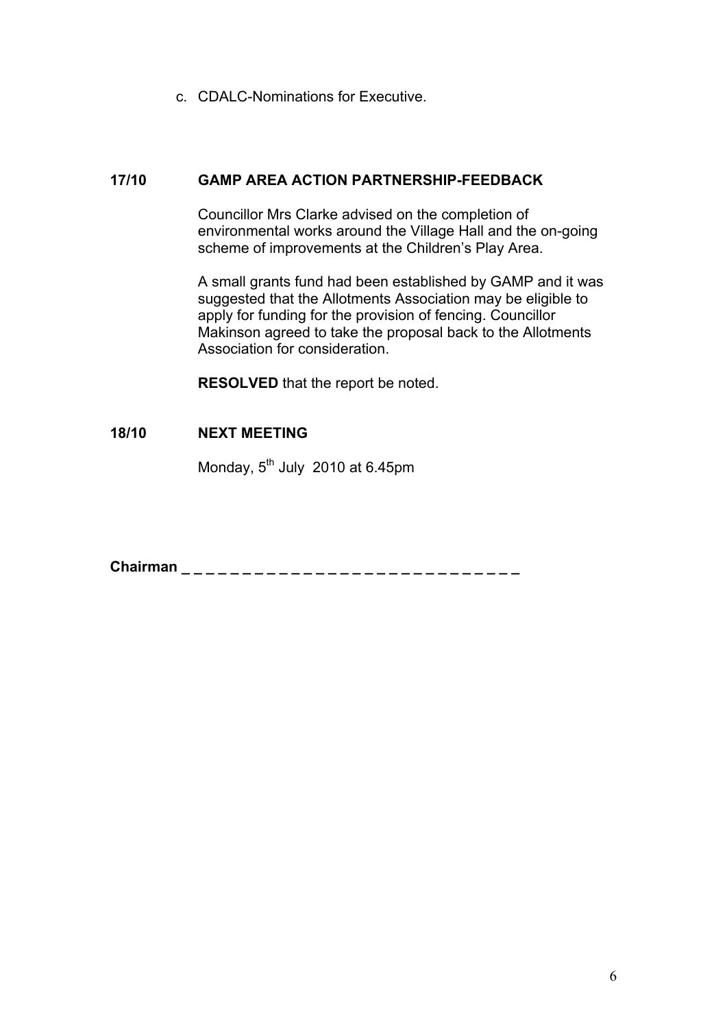c. CDALC-Nominations for Executive.

**17/10 GAMP AREA ACTION PARTNERSHIP-FEEDBACK**

Councillor Mrs Clarke advised on the completion of environmental works around the Village Hall and the on-going scheme of improvements at the Children's Play Area.

A small grants fund had been established by GAMP and it was suggested that the Allotments Association may be eligible to apply for funding for the provision of fencing. Councillor Makinson agreed to take the proposal back to the Allotments Association for consideration.

**RESOLVED** that the report be noted.

**18/10 NEXT MEETING**

Monday, 5th July 2010 at 6.45pm

**Chairman** _ _ _ _ _ _ _ _ _ _ _ _ _ _ _ _ _ _ _ _ _ _ _ _ _ _ _ _ _ _